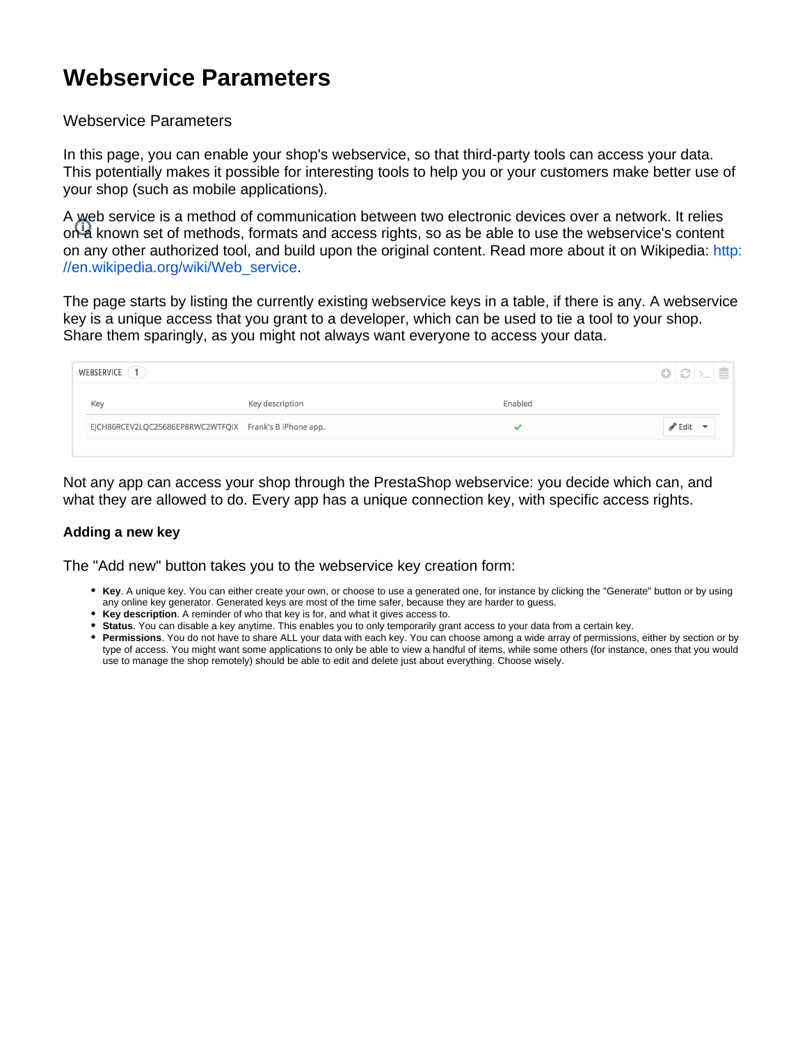# Webservice Parameters

Webservice Parameters

In this page, you can enable your shop's webservice, so that third-party tools can access your data. This potentially makes it possible for interesting tools to help you or your customers make better use of your shop (such as mobile applications).

A web service is a method of communication between two electronic devices over a network. It relies on a known set of methods, formats and access rights, so as be able to use the webservice's content on any other authorized tool, and build upon the original content. Read more about it on Wikipedia: http://en.wikipedia.org/wiki/Web_service.

The page starts by listing the currently existing webservice keys in a table, if there is any. A webservice key is a unique access that you grant to a developer, which can be used to tie a tool to your shop. Share them sparingly, as you might not always want everyone to access your data.

WEBSERVICE 1

| Key | Key description | Enabled | |
|---|---|---|---|
| EJCH86RCEV2LQC25686EP8RWC2WTFQIX | Frank's B iPhone app. | ✓ | Edit |

Not any app can access your shop through the PrestaShop webservice: you decide which can, and what they are allowed to do. Every app has a unique connection key, with specific access rights.

#### Adding a new key

The "Add new" button takes you to the webservice key creation form:

- **Key**. A unique key. You can either create your own, or choose to use a generated one, for instance by clicking the "Generate" button or by using any online key generator. Generated keys are most of the time safer, because they are harder to guess.
- **Key description**. A reminder of who that key is for, and what it gives access to.
- **Status**. You can disable a key anytime. This enables you to only temporarily grant access to your data from a certain key.
- **Permissions**. You do not have to share ALL your data with each key. You can choose among a wide array of permissions, either by section or by type of access. You might want some applications to only be able to view a handful of items, while some others (for instance, ones that you would use to manage the shop remotely) should be able to edit and delete just about everything. Choose wisely.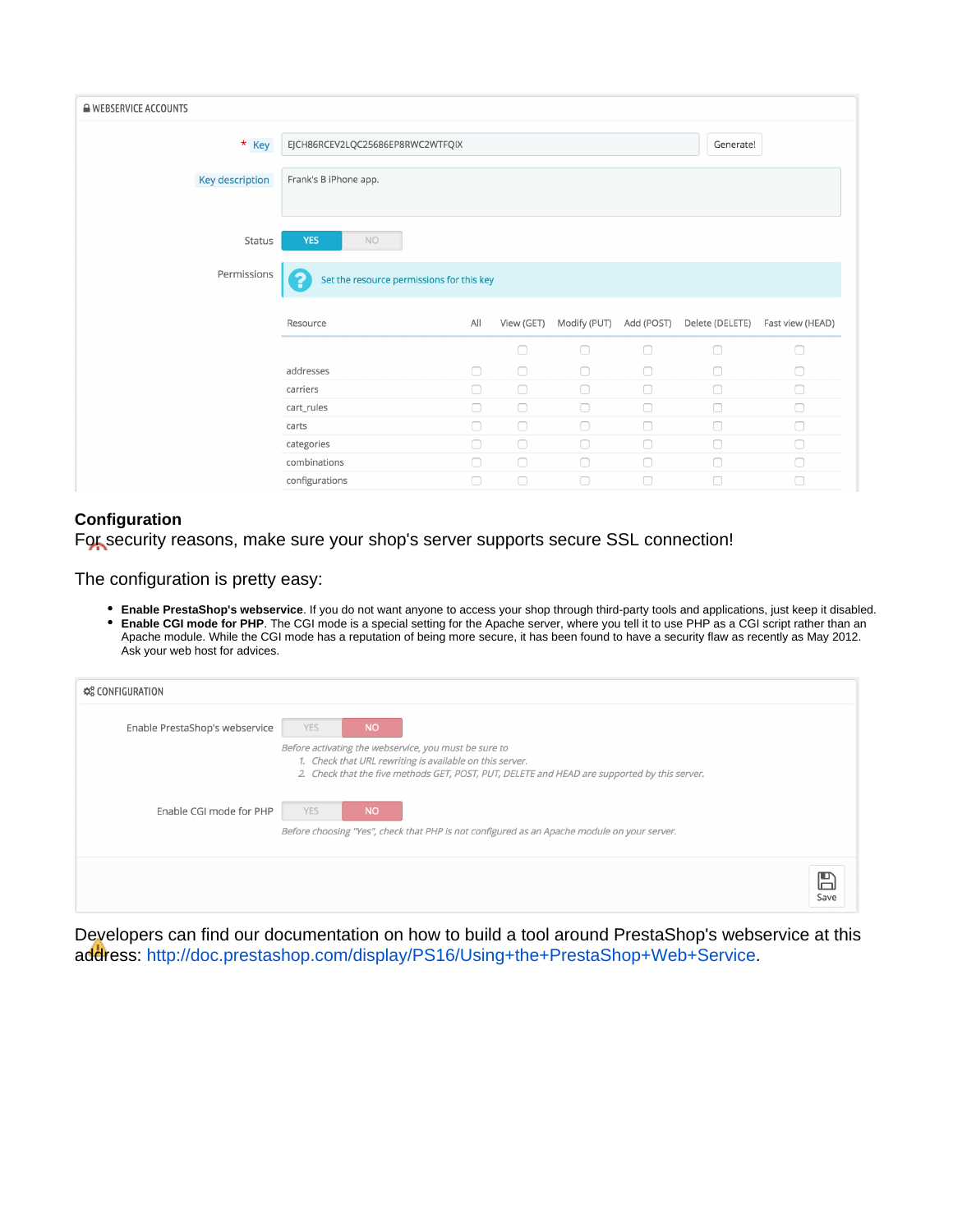WEBSERVICE ACCOUNTS

\* Key: EJCH86RCEV2LQC25686EP8RWC2WTFQIX — Generate!

Key description: Frank's B iPhone app.

Status: YES / NO

Permissions: Set the resource permissions for this key

| Resource | All | View (GET) | Modify (PUT) | Add (POST) | Delete (DELETE) | Fast view (HEAD) |
|---|---|---|---|---|---|---|
| | | ☐ | ☐ | ☐ | ☐ | ☐ |
| addresses | ☐ | ☐ | ☐ | ☐ | ☐ | ☐ |
| carriers | ☐ | ☐ | ☐ | ☐ | ☐ | ☐ |
| cart_rules | ☐ | ☐ | ☐ | ☐ | ☐ | ☐ |
| carts | ☐ | ☐ | ☐ | ☐ | ☐ | ☐ |
| categories | ☐ | ☐ | ☐ | ☐ | ☐ | ☐ |
| combinations | ☐ | ☐ | ☐ | ☐ | ☐ | ☐ |
| configurations | ☐ | ☐ | ☐ | ☐ | ☐ | ☐ |

## Configuration

For security reasons, make sure your shop's server supports secure SSL connection!

The configuration is pretty easy:

- **Enable PrestaShop's webservice**. If you do not want anyone to access your shop through third-party tools and applications, just keep it disabled.
- **Enable CGI mode for PHP**. The CGI mode is a special setting for the Apache server, where you tell it to use PHP as a CGI script rather than an Apache module. While the CGI mode has a reputation of being more secure, it has been found to have a security flaw as recently as May 2012. Ask your web host for advices.

CONFIGURATION

Enable PrestaShop's webservice: YES / NO

*Before activating the webservice, you must be sure to*
1. *Check that URL rewriting is available on this server.*
2. *Check that the five methods GET, POST, PUT, DELETE and HEAD are supported by this server.*

Enable CGI mode for PHP: YES / NO

*Before choosing "Yes", check that PHP is not configured as an Apache module on your server.*

Save

Developers can find our documentation on how to build a tool around PrestaShop's webservice at this address: http://doc.prestashop.com/display/PS16/Using+the+PrestaShop+Web+Service.